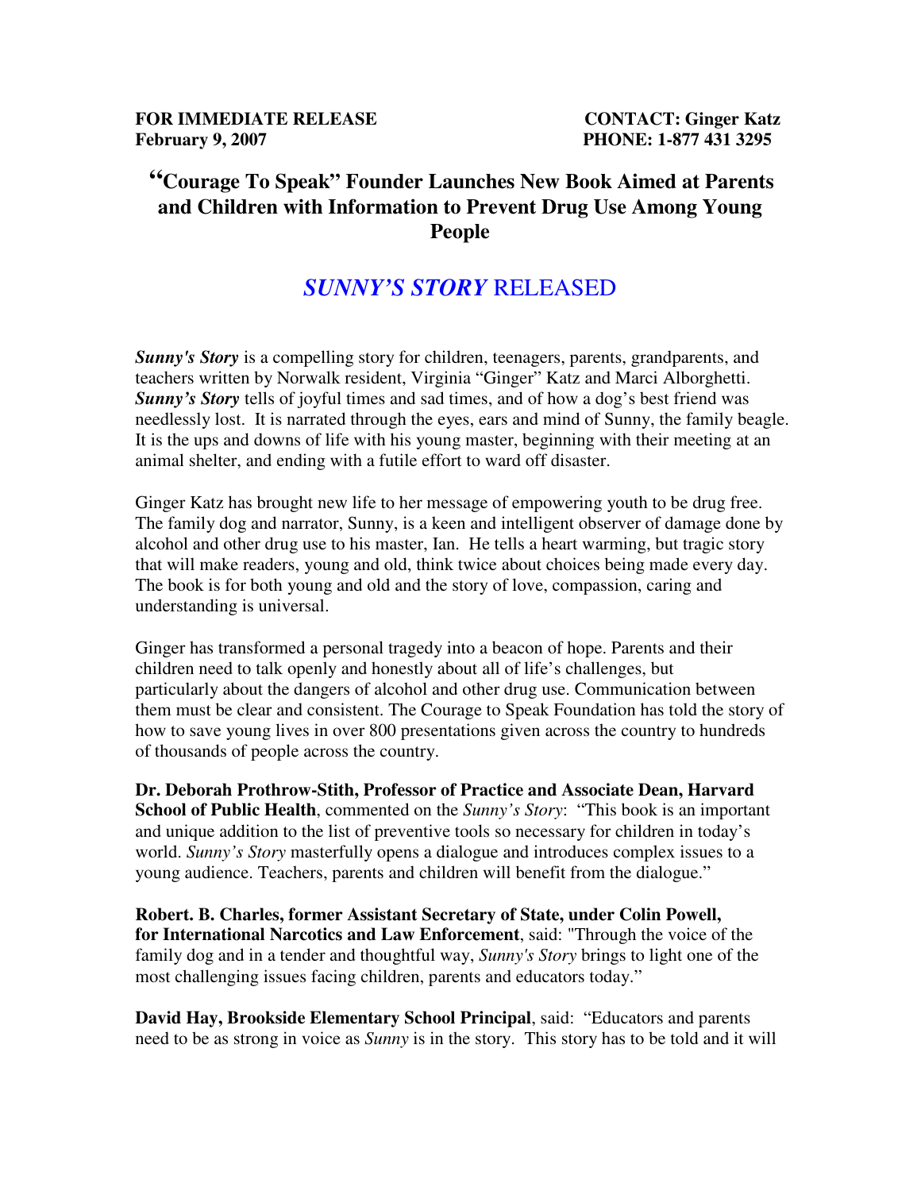**FOR IMMEDIATE RELEASE**
**February 9, 2007**

**CONTACT: Ginger Katz**
**PHONE: 1-877 431 3295**

# "Courage To Speak" Founder Launches New Book Aimed at Parents and Children with Information to Prevent Drug Use Among Young People

## *SUNNY'S STORY* RELEASED

***Sunny's Story*** is a compelling story for children, teenagers, parents, grandparents, and teachers written by Norwalk resident, Virginia "Ginger" Katz and Marci Alborghetti. ***Sunny's Story*** tells of joyful times and sad times, and of how a dog's best friend was needlessly lost. It is narrated through the eyes, ears and mind of Sunny, the family beagle. It is the ups and downs of life with his young master, beginning with their meeting at an animal shelter, and ending with a futile effort to ward off disaster.

Ginger Katz has brought new life to her message of empowering youth to be drug free. The family dog and narrator, Sunny, is a keen and intelligent observer of damage done by alcohol and other drug use to his master, Ian. He tells a heart warming, but tragic story that will make readers, young and old, think twice about choices being made every day. The book is for both young and old and the story of love, compassion, caring and understanding is universal.

Ginger has transformed a personal tragedy into a beacon of hope. Parents and their children need to talk openly and honestly about all of life's challenges, but particularly about the dangers of alcohol and other drug use. Communication between them must be clear and consistent. The Courage to Speak Foundation has told the story of how to save young lives in over 800 presentations given across the country to hundreds of thousands of people across the country.

**Dr. Deborah Prothrow-Stith, Professor of Practice and Associate Dean, Harvard School of Public Health**, commented on the *Sunny's Story*: "This book is an important and unique addition to the list of preventive tools so necessary for children in today's world. *Sunny's Story* masterfully opens a dialogue and introduces complex issues to a young audience. Teachers, parents and children will benefit from the dialogue."

**Robert. B. Charles, former Assistant Secretary of State, under Colin Powell, for International Narcotics and Law Enforcement**, said: "Through the voice of the family dog and in a tender and thoughtful way, *Sunny's Story* brings to light one of the most challenging issues facing children, parents and educators today."

**David Hay, Brookside Elementary School Principal**, said: "Educators and parents need to be as strong in voice as *Sunny* is in the story. This story has to be told and it will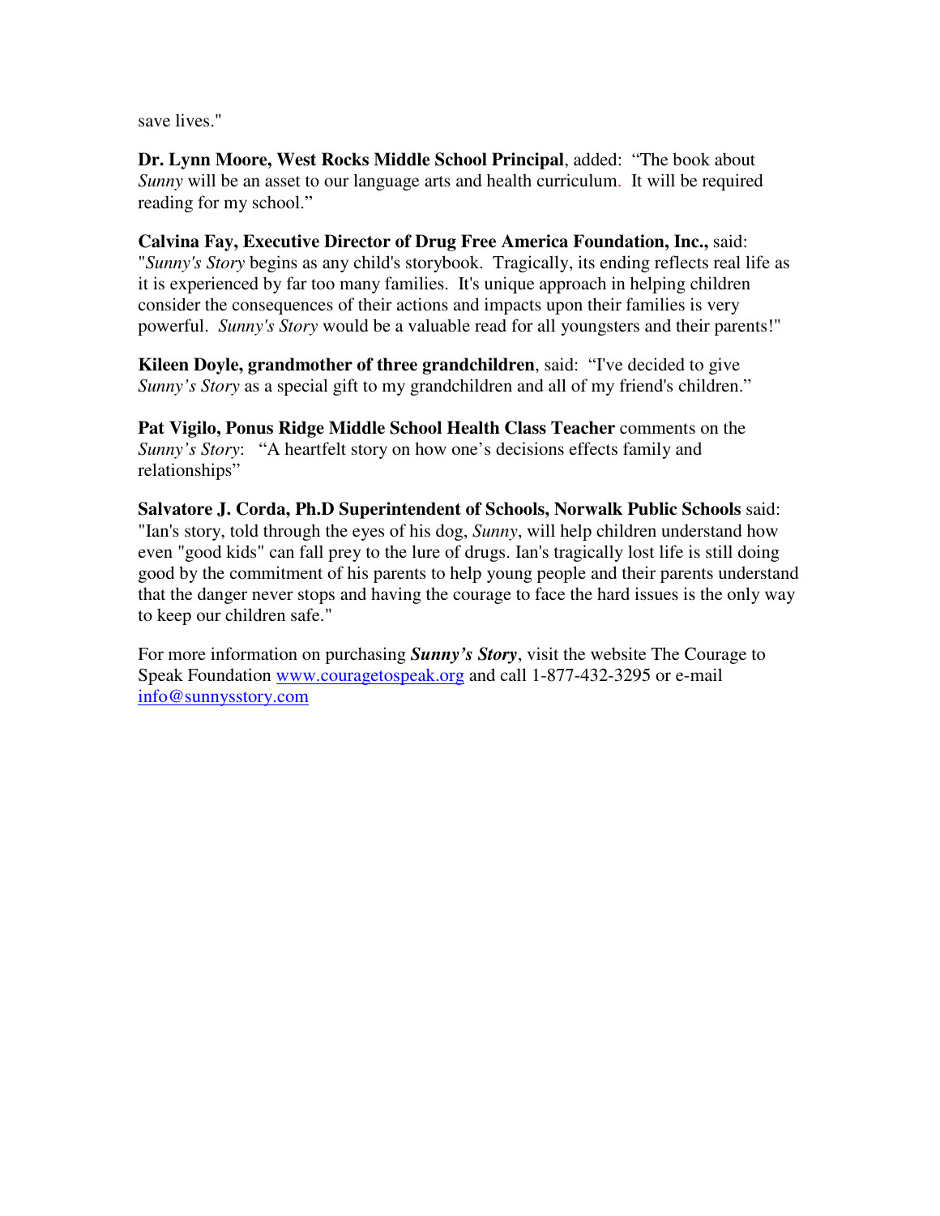save lives."

**Dr. Lynn Moore, West Rocks Middle School Principal**, added: "The book about *Sunny* will be an asset to our language arts and health curriculum. It will be required reading for my school."

**Calvina Fay, Executive Director of Drug Free America Foundation, Inc.,** said: "*Sunny's Story* begins as any child's storybook. Tragically, its ending reflects real life as it is experienced by far too many families. It's unique approach in helping children consider the consequences of their actions and impacts upon their families is very powerful. *Sunny's Story* would be a valuable read for all youngsters and their parents!"

**Kileen Doyle, grandmother of three grandchildren**, said: "I've decided to give *Sunny's Story* as a special gift to my grandchildren and all of my friend's children."

**Pat Vigilo, Ponus Ridge Middle School Health Class Teacher** comments on the *Sunny's Story*: "A heartfelt story on how one's decisions effects family and relationships"

**Salvatore J. Corda, Ph.D Superintendent of Schools, Norwalk Public Schools** said: "Ian's story, told through the eyes of his dog, *Sunny*, will help children understand how even "good kids" can fall prey to the lure of drugs. Ian's tragically lost life is still doing good by the commitment of his parents to help young people and their parents understand that the danger never stops and having the courage to face the hard issues is the only way to keep our children safe."

For more information on purchasing ***Sunny's Story***, visit the website The Courage to Speak Foundation [www.couragetospeak.org](http://www.couragetospeak.org) and call 1-877-432-3295 or e-mail [info@sunnysstory.com](mailto:info@sunnysstory.com)